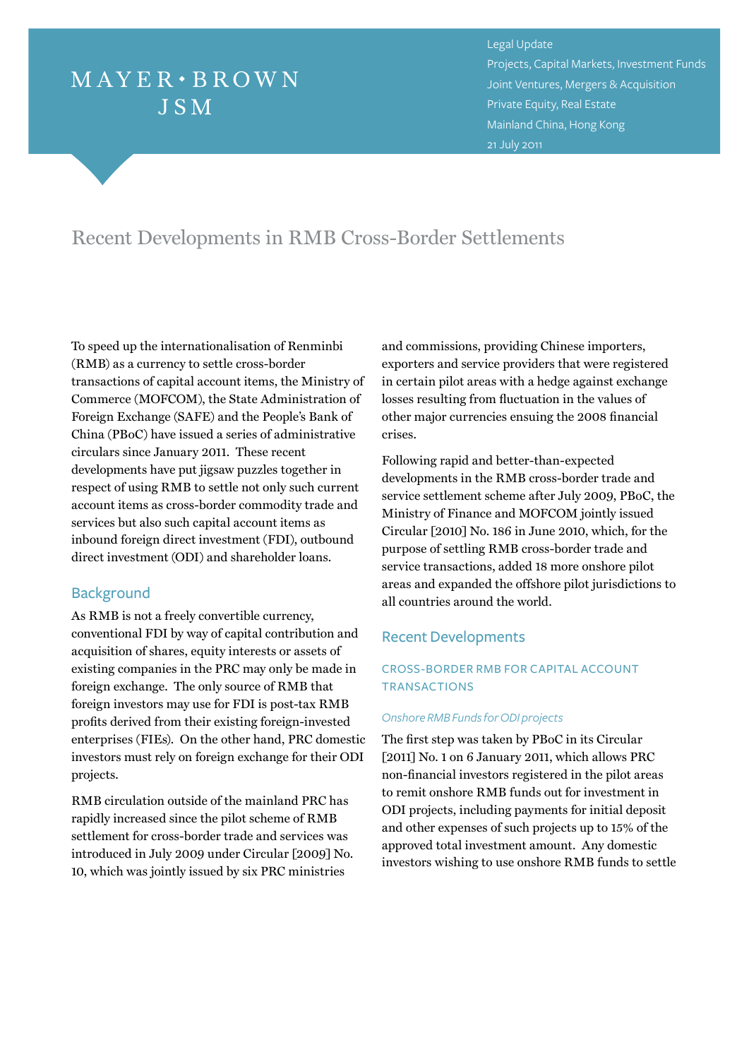Legal Update
Projects, Capital Markets, Investment Funds
Joint Ventures, Mergers & Acquisition
Private Equity, Real Estate
Mainland China, Hong Kong
21 July 2011

# Recent Developments in RMB Cross-Border Settlements

To speed up the internationalisation of Renminbi (RMB) as a currency to settle cross-border transactions of capital account items, the Ministry of Commerce (MOFCOM), the State Administration of Foreign Exchange (SAFE) and the People's Bank of China (PBoC) have issued a series of administrative circulars since January 2011. These recent developments have put jigsaw puzzles together in respect of using RMB to settle not only such current account items as cross-border commodity trade and services but also such capital account items as inbound foreign direct investment (FDI), outbound direct investment (ODI) and shareholder loans.

## Background

As RMB is not a freely convertible currency, conventional FDI by way of capital contribution and acquisition of shares, equity interests or assets of existing companies in the PRC may only be made in foreign exchange. The only source of RMB that foreign investors may use for FDI is post-tax RMB profits derived from their existing foreign-invested enterprises (FIEs). On the other hand, PRC domestic investors must rely on foreign exchange for their ODI projects.

RMB circulation outside of the mainland PRC has rapidly increased since the pilot scheme of RMB settlement for cross-border trade and services was introduced in July 2009 under Circular [2009] No. 10, which was jointly issued by six PRC ministries and commissions, providing Chinese importers, exporters and service providers that were registered in certain pilot areas with a hedge against exchange losses resulting from fluctuation in the values of other major currencies ensuing the 2008 financial crises.

Following rapid and better-than-expected developments in the RMB cross-border trade and service settlement scheme after July 2009, PBoC, the Ministry of Finance and MOFCOM jointly issued Circular [2010] No. 186 in June 2010, which, for the purpose of settling RMB cross-border trade and service transactions, added 18 more onshore pilot areas and expanded the offshore pilot jurisdictions to all countries around the world.

## Recent Developments

### CROSS-BORDER RMB FOR CAPITAL ACCOUNT TRANSACTIONS

#### *Onshore RMB Funds for ODI projects*

The first step was taken by PBoC in its Circular [2011] No. 1 on 6 January 2011, which allows PRC non-financial investors registered in the pilot areas to remit onshore RMB funds out for investment in ODI projects, including payments for initial deposit and other expenses of such projects up to 15% of the approved total investment amount. Any domestic investors wishing to use onshore RMB funds to settle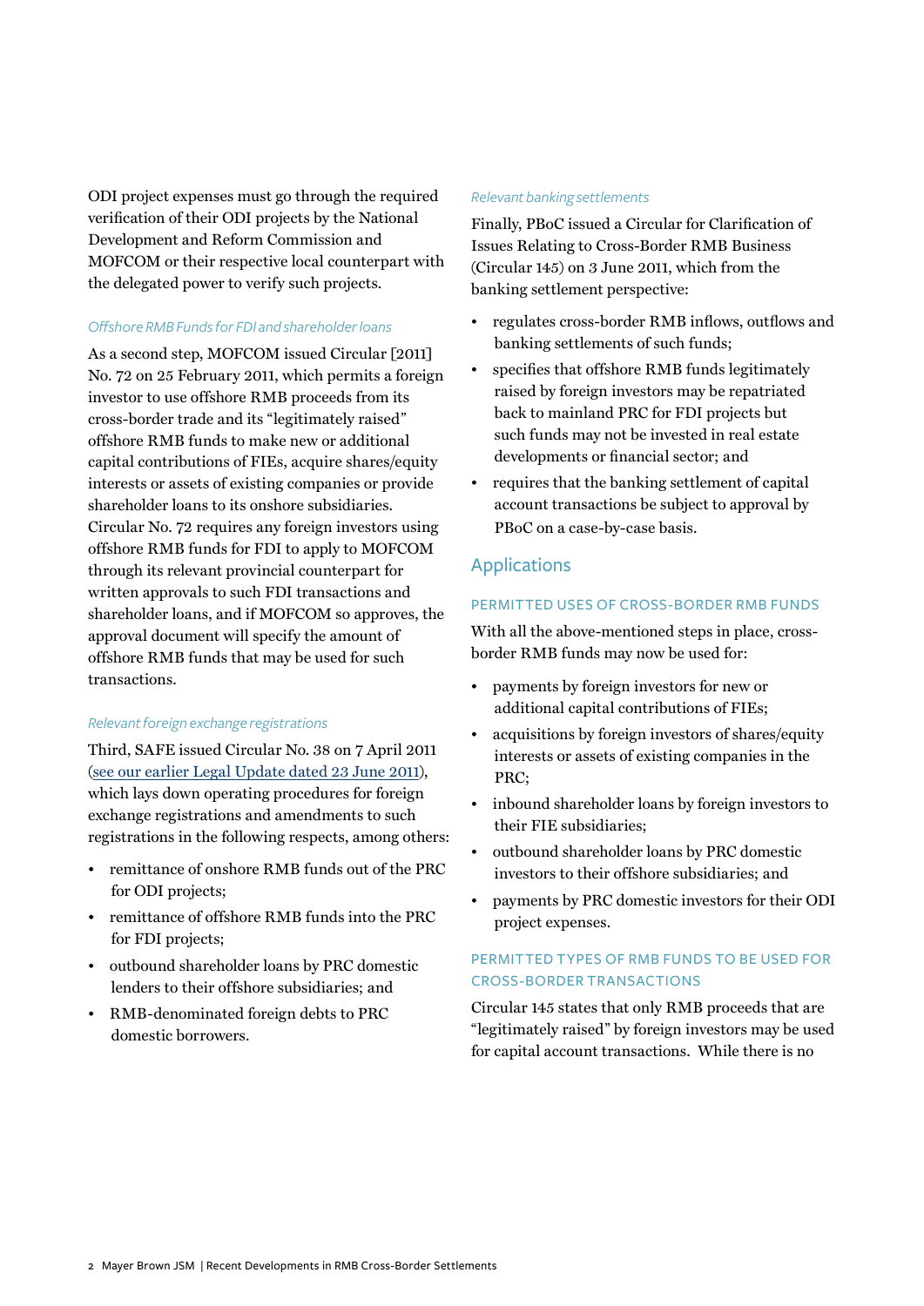ODI project expenses must go through the required verification of their ODI projects by the National Development and Reform Commission and MOFCOM or their respective local counterpart with the delegated power to verify such projects.

*Offshore RMB Funds for FDI and shareholder loans*

As a second step, MOFCOM issued Circular [2011] No. 72 on 25 February 2011, which permits a foreign investor to use offshore RMB proceeds from its cross-border trade and its "legitimately raised" offshore RMB funds to make new or additional capital contributions of FIEs, acquire shares/equity interests or assets of existing companies or provide shareholder loans to its onshore subsidiaries. Circular No. 72 requires any foreign investors using offshore RMB funds for FDI to apply to MOFCOM through its relevant provincial counterpart for written approvals to such FDI transactions and shareholder loans, and if MOFCOM so approves, the approval document will specify the amount of offshore RMB funds that may be used for such transactions.

*Relevant foreign exchange registrations*

Third, SAFE issued Circular No. 38 on 7 April 2011 (see our earlier Legal Update dated 23 June 2011), which lays down operating procedures for foreign exchange registrations and amendments to such registrations in the following respects, among others:

- remittance of onshore RMB funds out of the PRC for ODI projects;
- remittance of offshore RMB funds into the PRC for FDI projects;
- outbound shareholder loans by PRC domestic lenders to their offshore subsidiaries; and
- RMB-denominated foreign debts to PRC domestic borrowers.

*Relevant banking settlements*

Finally, PBoC issued a Circular for Clarification of Issues Relating to Cross-Border RMB Business (Circular 145) on 3 June 2011, which from the banking settlement perspective:

- regulates cross-border RMB inflows, outflows and banking settlements of such funds;
- specifies that offshore RMB funds legitimately raised by foreign investors may be repatriated back to mainland PRC for FDI projects but such funds may not be invested in real estate developments or financial sector; and
- requires that the banking settlement of capital account transactions be subject to approval by PBoC on a case-by-case basis.

## Applications

### PERMITTED USES OF CROSS-BORDER RMB FUNDS

With all the above-mentioned steps in place, cross-border RMB funds may now be used for:

- payments by foreign investors for new or additional capital contributions of FIEs;
- acquisitions by foreign investors of shares/equity interests or assets of existing companies in the PRC;
- inbound shareholder loans by foreign investors to their FIE subsidiaries;
- outbound shareholder loans by PRC domestic investors to their offshore subsidiaries; and
- payments by PRC domestic investors for their ODI project expenses.

### PERMITTED TYPES OF RMB FUNDS TO BE USED FOR CROSS-BORDER TRANSACTIONS

Circular 145 states that only RMB proceeds that are "legitimately raised" by foreign investors may be used for capital account transactions. While there is no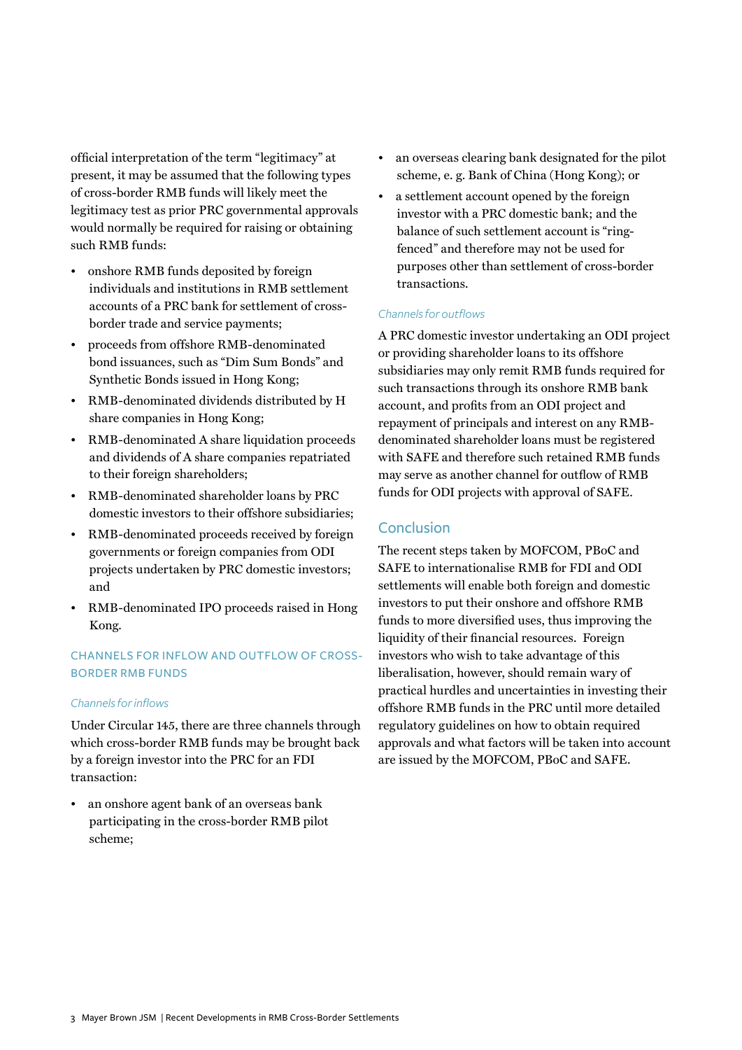official interpretation of the term "legitimacy" at present, it may be assumed that the following types of cross-border RMB funds will likely meet the legitimacy test as prior PRC governmental approvals would normally be required for raising or obtaining such RMB funds:

- onshore RMB funds deposited by foreign individuals and institutions in RMB settlement accounts of a PRC bank for settlement of cross-border trade and service payments;
- proceeds from offshore RMB-denominated bond issuances, such as "Dim Sum Bonds" and Synthetic Bonds issued in Hong Kong;
- RMB-denominated dividends distributed by H share companies in Hong Kong;
- RMB-denominated A share liquidation proceeds and dividends of A share companies repatriated to their foreign shareholders;
- RMB-denominated shareholder loans by PRC domestic investors to their offshore subsidiaries;
- RMB-denominated proceeds received by foreign governments or foreign companies from ODI projects undertaken by PRC domestic investors; and
- RMB-denominated IPO proceeds raised in Hong Kong.

### CHANNELS FOR INFLOW AND OUTFLOW OF CROSS-BORDER RMB FUNDS

*Channels for inflows*

Under Circular 145, there are three channels through which cross-border RMB funds may be brought back by a foreign investor into the PRC for an FDI transaction:

- an onshore agent bank of an overseas bank participating in the cross-border RMB pilot scheme;
- an overseas clearing bank designated for the pilot scheme, e. g. Bank of China (Hong Kong); or
- a settlement account opened by the foreign investor with a PRC domestic bank; and the balance of such settlement account is "ring-fenced" and therefore may not be used for purposes other than settlement of cross-border transactions.

*Channels for outflows*

A PRC domestic investor undertaking an ODI project or providing shareholder loans to its offshore subsidiaries may only remit RMB funds required for such transactions through its onshore RMB bank account, and profits from an ODI project and repayment of principals and interest on any RMB-denominated shareholder loans must be registered with SAFE and therefore such retained RMB funds may serve as another channel for outflow of RMB funds for ODI projects with approval of SAFE.

## Conclusion

The recent steps taken by MOFCOM, PBoC and SAFE to internationalise RMB for FDI and ODI settlements will enable both foreign and domestic investors to put their onshore and offshore RMB funds to more diversified uses, thus improving the liquidity of their financial resources. Foreign investors who wish to take advantage of this liberalisation, however, should remain wary of practical hurdles and uncertainties in investing their offshore RMB funds in the PRC until more detailed regulatory guidelines on how to obtain required approvals and what factors will be taken into account are issued by the MOFCOM, PBoC and SAFE.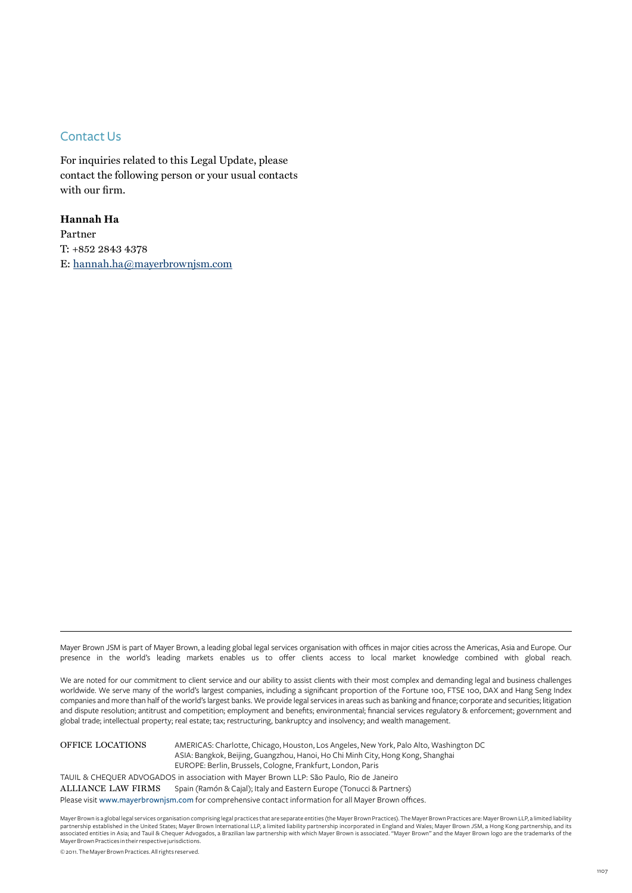## Contact Us

For inquiries related to this Legal Update, please contact the following person or your usual contacts with our firm.

**Hannah Ha**
Partner
T: +852 2843 4378
E: hannah.ha@mayerbrownjsm.com

---

Mayer Brown JSM is part of Mayer Brown, a leading global legal services organisation with offices in major cities across the Americas, Asia and Europe. Our presence in the world's leading markets enables us to offer clients access to local market knowledge combined with global reach.

We are noted for our commitment to client service and our ability to assist clients with their most complex and demanding legal and business challenges worldwide. We serve many of the world's largest companies, including a significant proportion of the Fortune 100, FTSE 100, DAX and Hang Seng Index companies and more than half of the world's largest banks. We provide legal services in areas such as banking and finance; corporate and securities; litigation and dispute resolution; antitrust and competition; employment and benefits; environmental; financial services regulatory & enforcement; government and global trade; intellectual property; real estate; tax; restructuring, bankruptcy and insolvency; and wealth management.

OFFICE LOCATIONS
AMERICAS: Charlotte, Chicago, Houston, Los Angeles, New York, Palo Alto, Washington DC
ASIA: Bangkok, Beijing, Guangzhou, Hanoi, Ho Chi Minh City, Hong Kong, Shanghai
EUROPE: Berlin, Brussels, Cologne, Frankfurt, London, Paris

TAUIL & CHEQUER ADVOGADOS in association with Mayer Brown LLP: São Paulo, Rio de Janeiro

ALLIANCE LAW FIRMS Spain (Ramón & Cajal); Italy and Eastern Europe (Tonucci & Partners)

Please visit www.mayerbrownjsm.com for comprehensive contact information for all Mayer Brown offices.

Mayer Brown is a global legal services organisation comprising legal practices that are separate entities (the Mayer Brown Practices). The Mayer Brown Practices are: Mayer Brown LLP, a limited liability partnership established in the United States; Mayer Brown International LLP, a limited liability partnership incorporated in England and Wales; Mayer Brown JSM, a Hong Kong partnership, and its associated entities in Asia; and Tauil & Chequer Advogados, a Brazilian law partnership with which Mayer Brown is associated. "Mayer Brown" and the Mayer Brown logo are the trademarks of the Mayer Brown Practices in their respective jurisdictions.

© 2011. The Mayer Brown Practices. All rights reserved.

1107